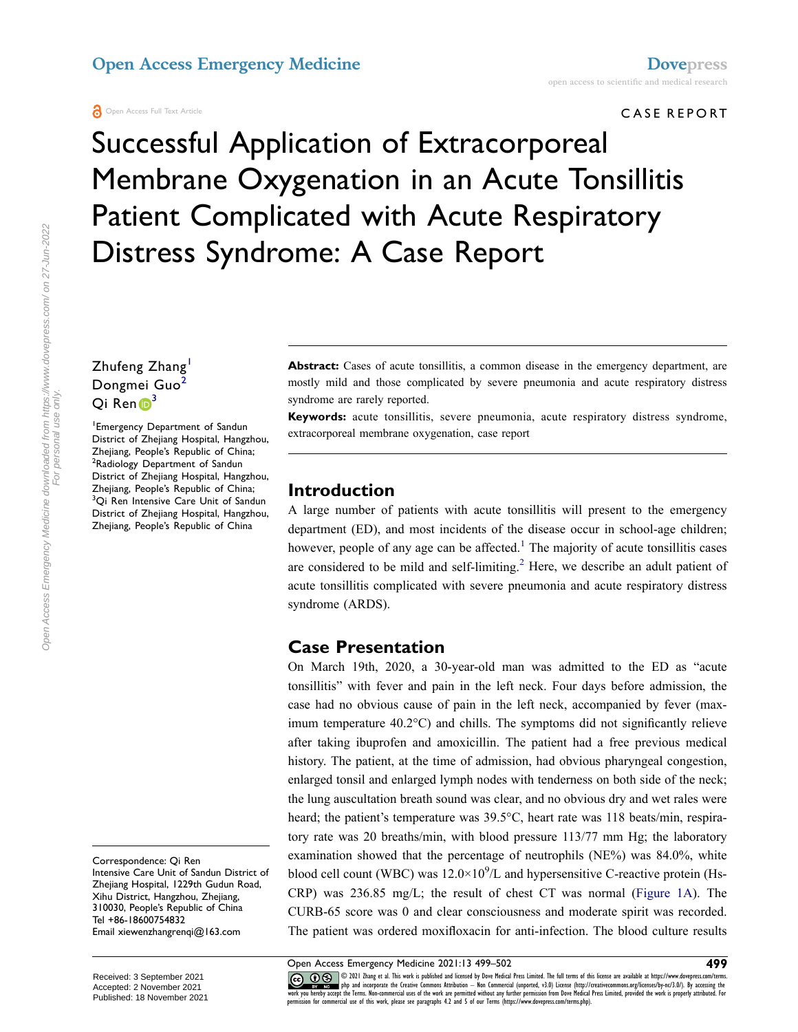CASE REPORT

# Successful Application of Extracorporeal Membrane Oxygenation in an Acute Tonsillitis Patient Complicated with Acute Respiratory Distress Syndrome: A Case Report

Zhufeng Zhang[1]
Dongmei Guo[2]
Qi Ren[3]

[1]Emergency Department of Sandun District of Zhejiang Hospital, Hangzhou, Zhejiang, People's Republic of China; [2]Radiology Department of Sandun District of Zhejiang Hospital, Hangzhou, Zhejiang, People's Republic of China; [3]Qi Ren Intensive Care Unit of Sandun District of Zhejiang Hospital, Hangzhou, Zhejiang, People's Republic of China

Correspondence: Qi Ren
Intensive Care Unit of Sandun District of Zhejiang Hospital, 1229th Gudun Road, Xihu District, Hangzhou, Zhejiang, 310030, People's Republic of China
Tel +86-18600754832
Email xiewenzhangrenqi@163.com

**Abstract:** Cases of acute tonsillitis, a common disease in the emergency department, are mostly mild and those complicated by severe pneumonia and acute respiratory distress syndrome are rarely reported.

**Keywords:** acute tonsillitis, severe pneumonia, acute respiratory distress syndrome, extracorporeal membrane oxygenation, case report

## Introduction

A large number of patients with acute tonsillitis will present to the emergency department (ED), and most incidents of the disease occur in school-age children; however, people of any age can be affected.[1] The majority of acute tonsillitis cases are considered to be mild and self-limiting.[2] Here, we describe an adult patient of acute tonsillitis complicated with severe pneumonia and acute respiratory distress syndrome (ARDS).

## Case Presentation

On March 19th, 2020, a 30-year-old man was admitted to the ED as "acute tonsillitis" with fever and pain in the left neck. Four days before admission, the case had no obvious cause of pain in the left neck, accompanied by fever (maximum temperature 40.2°C) and chills. The symptoms did not significantly relieve after taking ibuprofen and amoxicillin. The patient had a free previous medical history. The patient, at the time of admission, had obvious pharyngeal congestion, enlarged tonsil and enlarged lymph nodes with tenderness on both side of the neck; the lung auscultation breath sound was clear, and no obvious dry and wet rales were heard; the patient's temperature was 39.5°C, heart rate was 118 beats/min, respiratory rate was 20 breaths/min, with blood pressure 113/77 mm Hg; the laboratory examination showed that the percentage of neutrophils (NE%) was 84.0%, white blood cell count (WBC) was $12.0\times10^9$/L and hypersensitive C-reactive protein (Hs-CRP) was 236.85 mg/L; the result of chest CT was normal (Figure 1A). The CURB-65 score was 0 and clear consciousness and moderate spirit was recorded. The patient was ordered moxifloxacin for anti-infection. The blood culture results

Received: 3 September 2021
Accepted: 2 November 2021
Published: 18 November 2021

© 2021 Zhang et al. This work is published and licensed by Dove Medical Press Limited. The full terms of this license are available at https://www.dovepress.com/terms.php and incorporate the Creative Commons Attribution – Non Commercial (unported, v3.0) License (http://creativecommons.org/licenses/by-nc/3.0/). By accessing the work you hereby accept the Terms. Non-commercial uses of the work are permitted without any further permission from Dove Medical Press Limited, provided the work is properly attributed. For permission for commercial use of this work, please see paragraphs 4.2 and 5 of our Terms (https://www.dovepress.com/terms.php).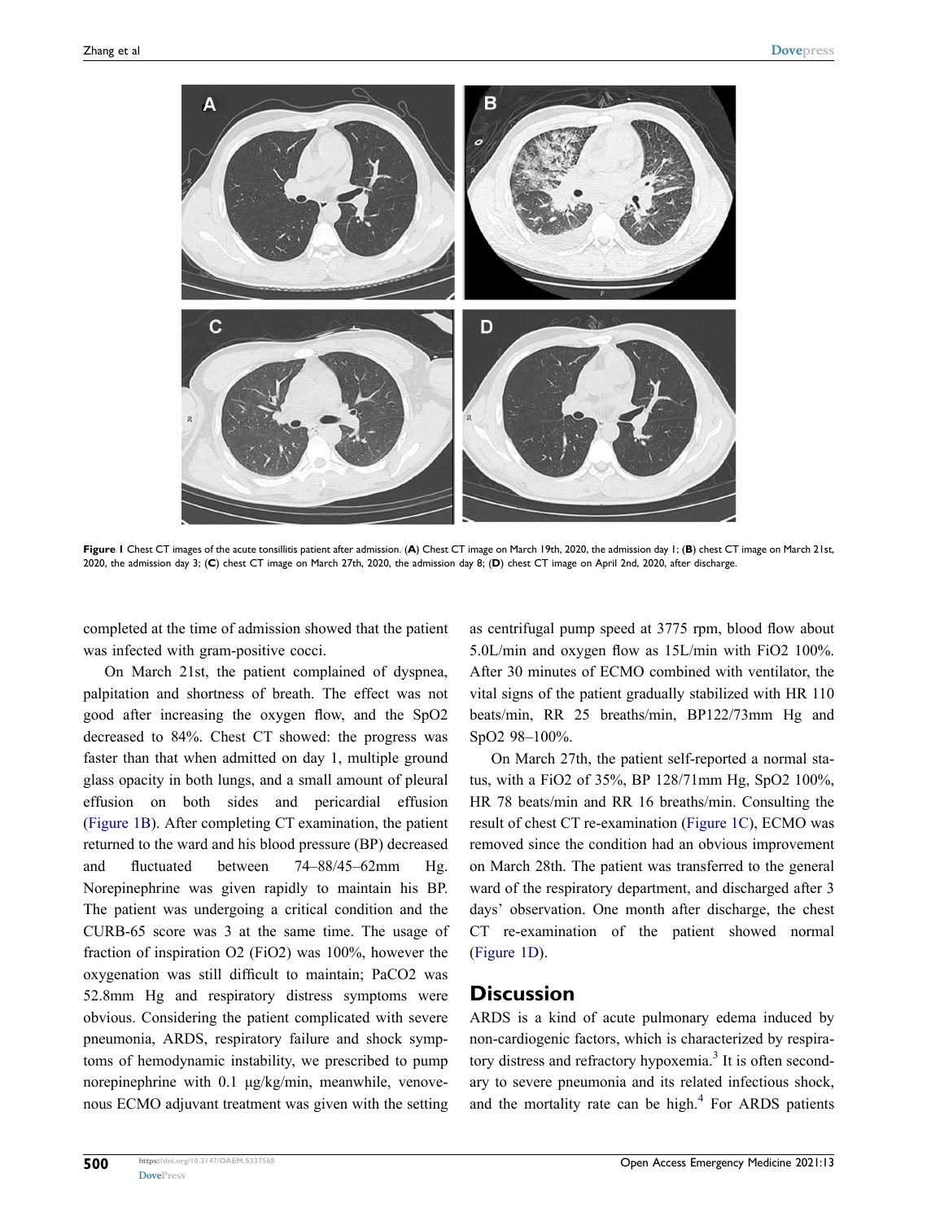**Figure 1** Chest CT images of the acute tonsillitis patient after admission. (**A**) Chest CT image on March 19th, 2020, the admission day 1; (**B**) chest CT image on March 21st, 2020, the admission day 3; (**C**) chest CT image on March 27th, 2020, the admission day 8; (**D**) chest CT image on April 2nd, 2020, after discharge.

completed at the time of admission showed that the patient was infected with gram-positive cocci.

On March 21st, the patient complained of dyspnea, palpitation and shortness of breath. The effect was not good after increasing the oxygen flow, and the SpO2 decreased to 84%. Chest CT showed: the progress was faster than that when admitted on day 1, multiple ground glass opacity in both lungs, and a small amount of pleural effusion on both sides and pericardial effusion (Figure 1B). After completing CT examination, the patient returned to the ward and his blood pressure (BP) decreased and fluctuated between 74–88/45–62mm Hg. Norepinephrine was given rapidly to maintain his BP. The patient was undergoing a critical condition and the CURB-65 score was 3 at the same time. The usage of fraction of inspiration O2 (FiO2) was 100%, however the oxygenation was still difficult to maintain; PaCO2 was 52.8mm Hg and respiratory distress symptoms were obvious. Considering the patient complicated with severe pneumonia, ARDS, respiratory failure and shock symptoms of hemodynamic instability, we prescribed to pump norepinephrine with 0.1 μg/kg/min, meanwhile, venovenous ECMO adjuvant treatment was given with the setting as centrifugal pump speed at 3775 rpm, blood flow about 5.0L/min and oxygen flow as 15L/min with FiO2 100%. After 30 minutes of ECMO combined with ventilator, the vital signs of the patient gradually stabilized with HR 110 beats/min, RR 25 breaths/min, BP122/73mm Hg and SpO2 98–100%.

On March 27th, the patient self-reported a normal status, with a FiO2 of 35%, BP 128/71mm Hg, SpO2 100%, HR 78 beats/min and RR 16 breaths/min. Consulting the result of chest CT re-examination (Figure 1C), ECMO was removed since the condition had an obvious improvement on March 28th. The patient was transferred to the general ward of the respiratory department, and discharged after 3 days' observation. One month after discharge, the chest CT re-examination of the patient showed normal (Figure 1D).

## Discussion

ARDS is a kind of acute pulmonary edema induced by non-cardiogenic factors, which is characterized by respiratory distress and refractory hypoxemia.[3] It is often secondary to severe pneumonia and its related infectious shock, and the mortality rate can be high.[4] For ARDS patients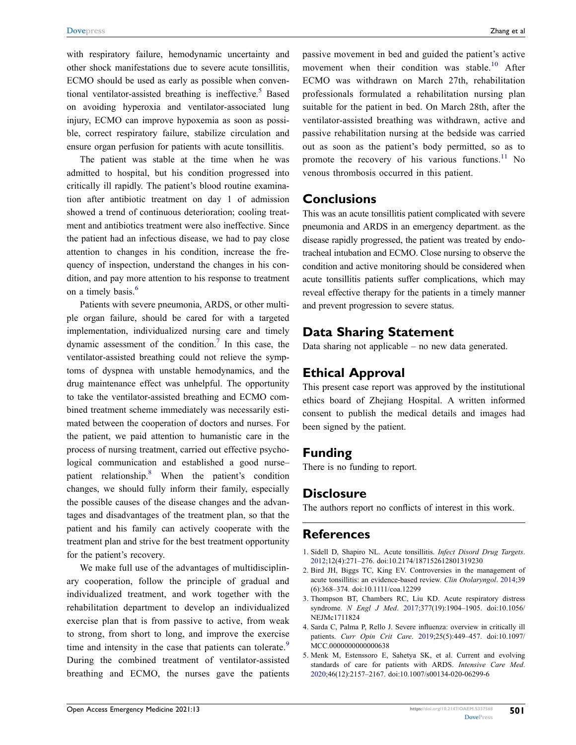with respiratory failure, hemodynamic uncertainty and other shock manifestations due to severe acute tonsillitis, ECMO should be used as early as possible when conventional ventilator-assisted breathing is ineffective.[5] Based on avoiding hyperoxia and ventilator-associated lung injury, ECMO can improve hypoxemia as soon as possible, correct respiratory failure, stabilize circulation and ensure organ perfusion for patients with acute tonsillitis.

The patient was stable at the time when he was admitted to hospital, but his condition progressed into critically ill rapidly. The patient's blood routine examination after antibiotic treatment on day 1 of admission showed a trend of continuous deterioration; cooling treatment and antibiotics treatment were also ineffective. Since the patient had an infectious disease, we had to pay close attention to changes in his condition, increase the frequency of inspection, understand the changes in his condition, and pay more attention to his response to treatment on a timely basis.[6]

Patients with severe pneumonia, ARDS, or other multiple organ failure, should be cared for with a targeted implementation, individualized nursing care and timely dynamic assessment of the condition.[7] In this case, the ventilator-assisted breathing could not relieve the symptoms of dyspnea with unstable hemodynamics, and the drug maintenance effect was unhelpful. The opportunity to take the ventilator-assisted breathing and ECMO combined treatment scheme immediately was necessarily estimated between the cooperation of doctors and nurses. For the patient, we paid attention to humanistic care in the process of nursing treatment, carried out effective psychological communication and established a good nurse–patient relationship.[8] When the patient's condition changes, we should fully inform their family, especially the possible causes of the disease changes and the advantages and disadvantages of the treatment plan, so that the patient and his family can actively cooperate with the treatment plan and strive for the best treatment opportunity for the patient's recovery.

We make full use of the advantages of multidisciplinary cooperation, follow the principle of gradual and individualized treatment, and work together with the rehabilitation department to develop an individualized exercise plan that is from passive to active, from weak to strong, from short to long, and improve the exercise time and intensity in the case that patients can tolerate.[9] During the combined treatment of ventilator-assisted breathing and ECMO, the nurses gave the patients passive movement in bed and guided the patient's active movement when their condition was stable.[10] After ECMO was withdrawn on March 27th, rehabilitation professionals formulated a rehabilitation nursing plan suitable for the patient in bed. On March 28th, after the ventilator-assisted breathing was withdrawn, active and passive rehabilitation nursing at the bedside was carried out as soon as the patient's body permitted, so as to promote the recovery of his various functions.[11] No venous thrombosis occurred in this patient.

## Conclusions

This was an acute tonsillitis patient complicated with severe pneumonia and ARDS in an emergency department. as the disease rapidly progressed, the patient was treated by endotracheal intubation and ECMO. Close nursing to observe the condition and active monitoring should be considered when acute tonsillitis patients suffer complications, which may reveal effective therapy for the patients in a timely manner and prevent progression to severe status.

## Data Sharing Statement

Data sharing not applicable – no new data generated.

## Ethical Approval

This present case report was approved by the institutional ethics board of Zhejiang Hospital. A written informed consent to publish the medical details and images had been signed by the patient.

## Funding

There is no funding to report.

## Disclosure

The authors report no conflicts of interest in this work.

## References

1. Sidell D, Shapiro NL. Acute tonsillitis. *Infect Disord Drug Targets*. 2012;12(4):271–276. doi:10.2174/187152612801319230
2. Bird JH, Biggs TC, King EV. Controversies in the management of acute tonsillitis: an evidence-based review. *Clin Otolaryngol*. 2014;39(6):368–374. doi:10.1111/coa.12299
3. Thompson BT, Chambers RC, Liu KD. Acute respiratory distress syndrome. *N Engl J Med*. 2017;377(19):1904–1905. doi:10.1056/NEJMc1711824
4. Sarda C, Palma P, Rello J. Severe influenza: overview in critically ill patients. *Curr Opin Crit Care*. 2019;25(5):449–457. doi:10.1097/MCC.0000000000000638
5. Menk M, Estenssoro E, Sahetya SK, et al. Current and evolving standards of care for patients with ARDS. *Intensive Care Med*. 2020;46(12):2157–2167. doi:10.1007/s00134-020-06299-6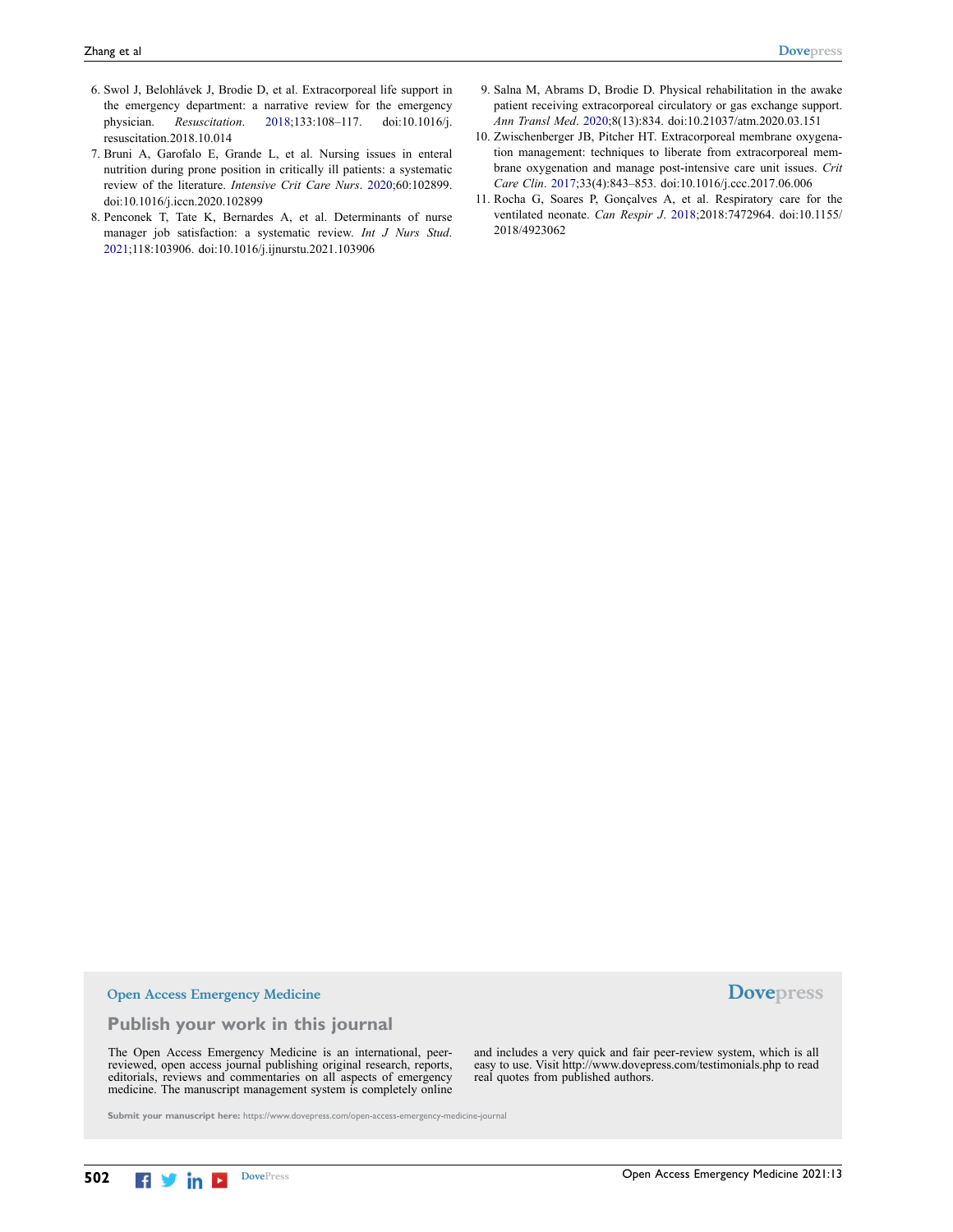6. Swol J, Belohlávek J, Brodie D, et al. Extracorporeal life support in the emergency department: a narrative review for the emergency physician. *Resuscitation*. 2018;133:108–117. doi:10.1016/j.resuscitation.2018.10.014
7. Bruni A, Garofalo E, Grande L, et al. Nursing issues in enteral nutrition during prone position in critically ill patients: a systematic review of the literature. *Intensive Crit Care Nurs*. 2020;60:102899. doi:10.1016/j.iccn.2020.102899
8. Penconek T, Tate K, Bernardes A, et al. Determinants of nurse manager job satisfaction: a systematic review. *Int J Nurs Stud*. 2021;118:103906. doi:10.1016/j.ijnurstu.2021.103906
9. Salna M, Abrams D, Brodie D. Physical rehabilitation in the awake patient receiving extracorporeal circulatory or gas exchange support. *Ann Transl Med*. 2020;8(13):834. doi:10.21037/atm.2020.03.151
10. Zwischenberger JB, Pitcher HT. Extracorporeal membrane oxygenation management: techniques to liberate from extracorporeal membrane oxygenation and manage post-intensive care unit issues. *Crit Care Clin*. 2017;33(4):843–853. doi:10.1016/j.ccc.2017.06.006
11. Rocha G, Soares P, Gonçalves A, et al. Respiratory care for the ventilated neonate. *Can Respir J*. 2018;2018:7472964. doi:10.1155/2018/4923062

**Open Access Emergency Medicine** **Dovepress**

## Publish your work in this journal

The Open Access Emergency Medicine is an international, peer-reviewed, open access journal publishing original research, reports, editorials, reviews and commentaries on all aspects of emergency medicine. The manuscript management system is completely online and includes a very quick and fair peer-review system, which is all easy to use. Visit http://www.dovepress.com/testimonials.php to read real quotes from published authors.

**Submit your manuscript here:** https://www.dovepress.com/open-access-emergency-medicine-journal